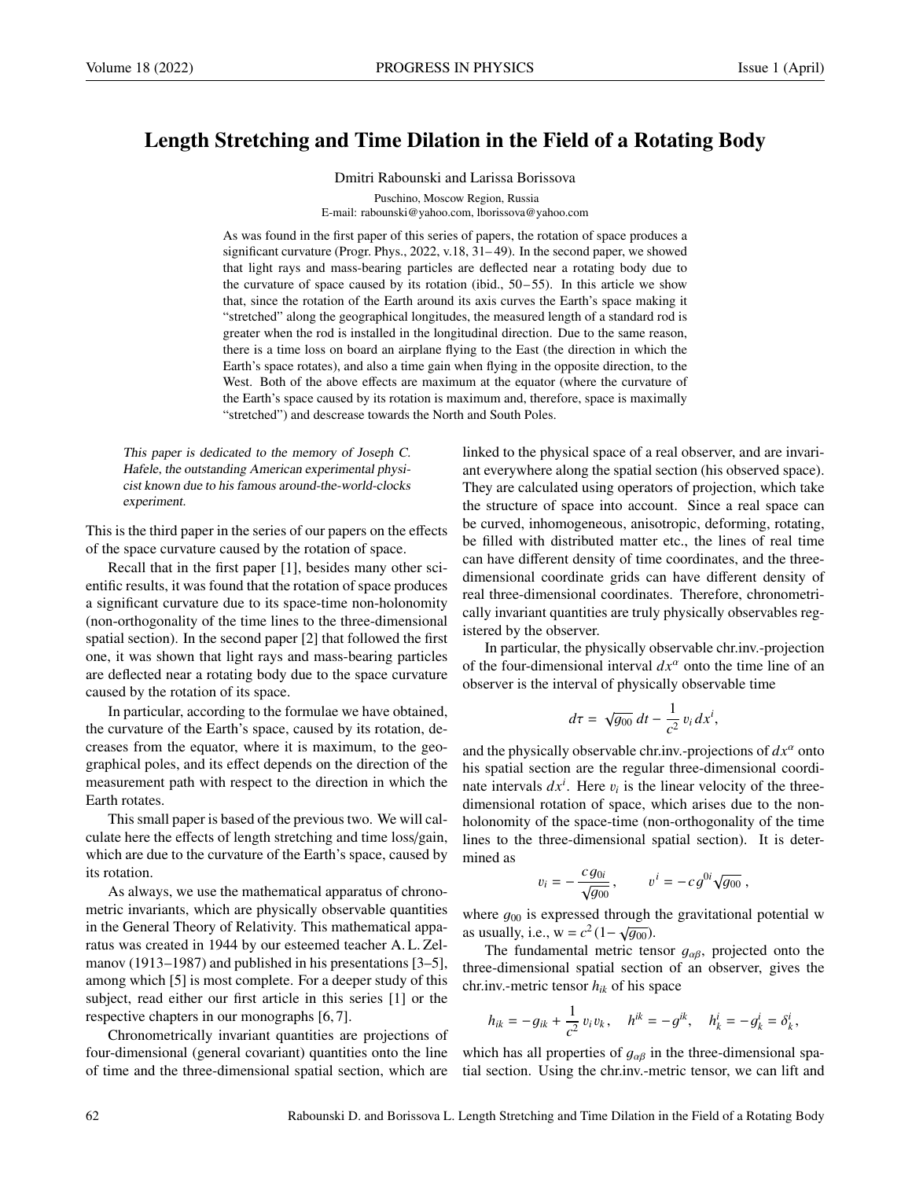# Length Stretching and Time Dilation in the Field of a Rotating Body

Dmitri Rabounski and Larissa Borissova

Puschino, Moscow Region, Russia
E-mail: rabounski@yahoo.com, lborissova@yahoo.com

As was found in the first paper of this series of papers, the rotation of space produces a significant curvature (Progr. Phys., 2022, v.18, 31–49). In the second paper, we showed that light rays and mass-bearing particles are deflected near a rotating body due to the curvature of space caused by its rotation (ibid., 50–55). In this article we show that, since the rotation of the Earth around its axis curves the Earth's space making it "stretched" along the geographical longitudes, the measured length of a standard rod is greater when the rod is installed in the longitudinal direction. Due to the same reason, there is a time loss on board an airplane flying to the East (the direction in which the Earth's space rotates), and also a time gain when flying in the opposite direction, to the West. Both of the above effects are maximum at the equator (where the curvature of the Earth's space caused by its rotation is maximum and, therefore, space is maximally "stretched") and descrease towards the North and South Poles.

*This paper is dedicated to the memory of Joseph C. Hafele, the outstanding American experimental physicist known due to his famous around-the-world-clocks experiment.*

This is the third paper in the series of our papers on the effects of the space curvature caused by the rotation of space.

Recall that in the first paper [1], besides many other scientific results, it was found that the rotation of space produces a significant curvature due to its space-time non-holonomity (non-orthogonality of the time lines to the three-dimensional spatial section). In the second paper [2] that followed the first one, it was shown that light rays and mass-bearing particles are deflected near a rotating body due to the space curvature caused by the rotation of its space.

In particular, according to the formulae we have obtained, the curvature of the Earth's space, caused by its rotation, decreases from the equator, where it is maximum, to the geographical poles, and its effect depends on the direction of the measurement path with respect to the direction in which the Earth rotates.

This small paper is based of the previous two. We will calculate here the effects of length stretching and time loss/gain, which are due to the curvature of the Earth's space, caused by its rotation.

As always, we use the mathematical apparatus of chronometric invariants, which are physically observable quantities in the General Theory of Relativity. This mathematical apparatus was created in 1944 by our esteemed teacher A. L. Zelmanov (1913–1987) and published in his presentations [3–5], among which [5] is most complete. For a deeper study of this subject, read either our first article in this series [1] or the respective chapters in our monographs [6, 7].

Chronometrically invariant quantities are projections of four-dimensional (general covariant) quantities onto the line of time and the three-dimensional spatial section, which are linked to the physical space of a real observer, and are invariant everywhere along the spatial section (his observed space). They are calculated using operators of projection, which take the structure of space into account. Since a real space can be curved, inhomogeneous, anisotropic, deforming, rotating, be filled with distributed matter etc., the lines of real time can have different density of time coordinates, and the three-dimensional coordinate grids can have different density of real three-dimensional coordinates. Therefore, chronometrically invariant quantities are truly physically observables registered by the observer.

In particular, the physically observable chr.inv.-projection of the four-dimensional interval $dx^{\alpha}$ onto the time line of an observer is the interval of physically observable time

$$d\tau = \sqrt{g_{00}}\, dt - \frac{1}{c^2}\, v_i\, dx^i ,$$

and the physically observable chr.inv.-projections of $dx^{\alpha}$ onto his spatial section are the regular three-dimensional coordinate intervals $dx^i$. Here $v_i$ is the linear velocity of the three-dimensional rotation of space, which arises due to the non-holonomity of the space-time (non-orthogonality of the time lines to the three-dimensional spatial section). It is determined as

$$v_i = -\frac{c\, g_{0i}}{\sqrt{g_{00}}}\,, \qquad v^i = -c\, g^{0i}\sqrt{g_{00}}\,,$$

where $g_{00}$ is expressed through the gravitational potential w as usually, i.e., $\mathrm{w} = c^2(1-\sqrt{g_{00}})$.

The fundamental metric tensor $g_{\alpha\beta}$, projected onto the three-dimensional spatial section of an observer, gives the chr.inv.-metric tensor $h_{ik}$ of his space

$$h_{ik} = -g_{ik} + \frac{1}{c^2}\, v_i v_k\,, \quad h^{ik} = -g^{ik}, \quad h^i_k = -g^i_k = \delta^i_k\,,$$

which has all properties of $g_{\alpha\beta}$ in the three-dimensional spatial section. Using the chr.inv.-metric tensor, we can lift and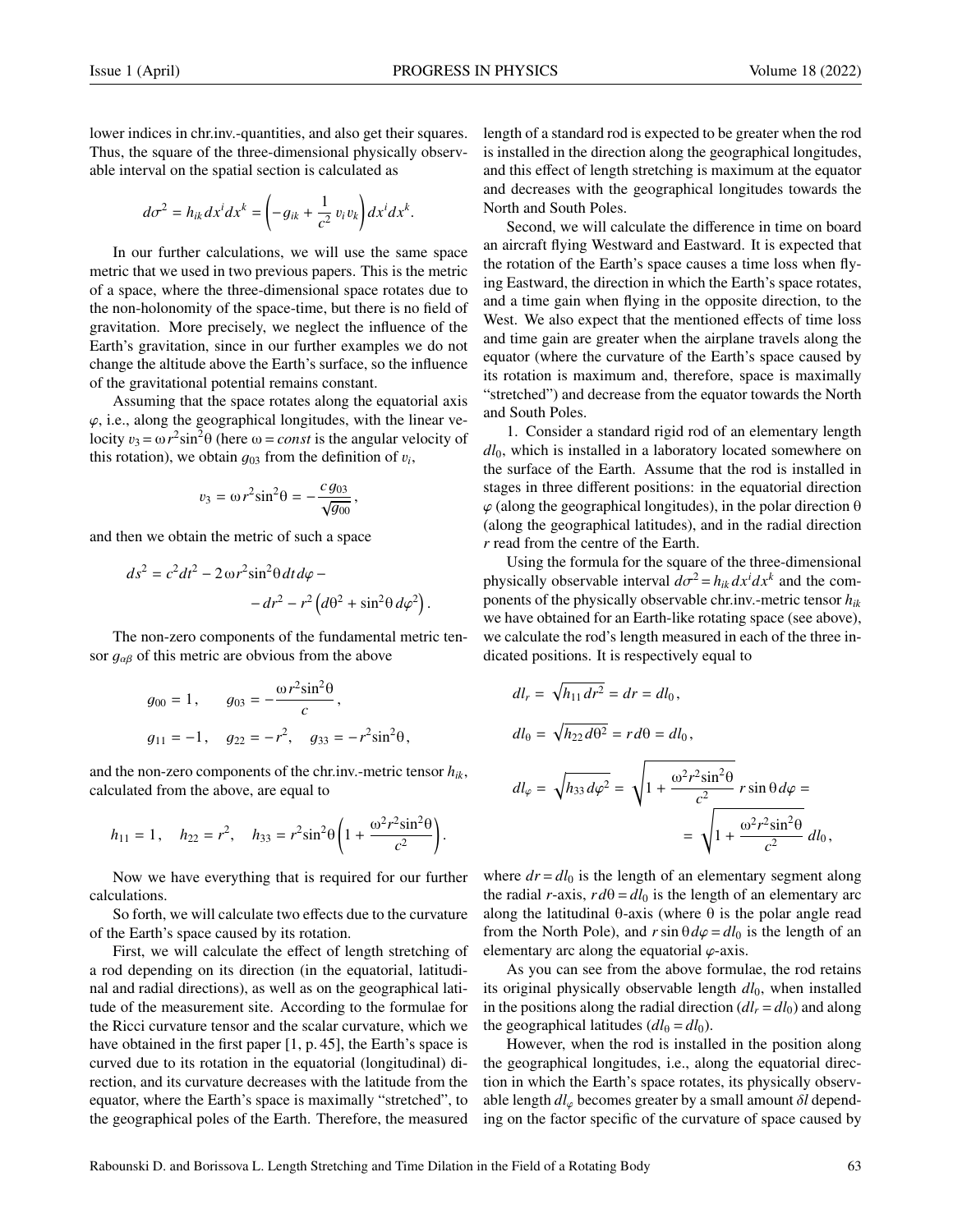lower indices in chr.inv.-quantities, and also get their squares. Thus, the square of the three-dimensional physically observable interval on the spatial section is calculated as

$$d\sigma^2 = h_{ik}\,dx^i dx^k = \left(-g_{ik} + \frac{1}{c^2}\,v_i v_k\right) dx^i dx^k.$$

In our further calculations, we will use the same space metric that we used in two previous papers. This is the metric of a space, where the three-dimensional space rotates due to the non-holonomity of the space-time, but there is no field of gravitation. More precisely, we neglect the influence of the Earth's gravitation, since in our further examples we do not change the altitude above the Earth's surface, so the influence of the gravitational potential remains constant.

Assuming that the space rotates along the equatorial axis $\varphi$, i.e., along the geographical longitudes, with the linear velocity $v_3 = \omega r^2 \sin^2\theta$ (here $\omega = const$ is the angular velocity of this rotation), we obtain $g_{03}$ from the definition of $v_i$,

$$v_3 = \omega r^2 \sin^2\theta = -\frac{c\,g_{03}}{\sqrt{g_{00}}}\,,$$

and then we obtain the metric of such a space

$$ds^2 = c^2 dt^2 - 2\,\omega r^2 \sin^2\theta\, dt\, d\varphi - dr^2 - r^2\left(d\theta^2 + \sin^2\theta\, d\varphi^2\right).$$

The non-zero components of the fundamental metric tensor $g_{\alpha\beta}$ of this metric are obvious from the above

$$g_{00} = 1\,, \qquad g_{03} = -\frac{\omega r^2 \sin^2\theta}{c}\,,$$

$$g_{11} = -1\,, \quad g_{22} = -r^2, \quad g_{33} = -r^2 \sin^2\theta\,,$$

and the non-zero components of the chr.inv.-metric tensor $h_{ik}$, calculated from the above, are equal to

$$h_{11} = 1\,, \quad h_{22} = r^2, \quad h_{33} = r^2 \sin^2\theta \left(1 + \frac{\omega^2 r^2 \sin^2\theta}{c^2}\right).$$

Now we have everything that is required for our further calculations.

So forth, we will calculate two effects due to the curvature of the Earth's space caused by its rotation.

First, we will calculate the effect of length stretching of a rod depending on its direction (in the equatorial, latitudinal and radial directions), as well as on the geographical latitude of the measurement site. According to the formulae for the Ricci curvature tensor and the scalar curvature, which we have obtained in the first paper [1, p. 45], the Earth's space is curved due to its rotation in the equatorial (longitudinal) direction, and its curvature decreases with the latitude from the equator, where the Earth's space is maximally "stretched", to the geographical poles of the Earth. Therefore, the measured length of a standard rod is expected to be greater when the rod is installed in the direction along the geographical longitudes, and this effect of length stretching is maximum at the equator and decreases with the geographical longitudes towards the North and South Poles.

Second, we will calculate the difference in time on board an aircraft flying Westward and Eastward. It is expected that the rotation of the Earth's space causes a time loss when flying Eastward, the direction in which the Earth's space rotates, and a time gain when flying in the opposite direction, to the West. We also expect that the mentioned effects of time loss and time gain are greater when the airplane travels along the equator (where the curvature of the Earth's space caused by its rotation is maximum and, therefore, space is maximally "stretched") and decrease from the equator towards the North and South Poles.

1. Consider a standard rigid rod of an elementary length $dl_0$, which is installed in a laboratory located somewhere on the surface of the Earth. Assume that the rod is installed in stages in three different positions: in the equatorial direction $\varphi$ (along the geographical longitudes), in the polar direction $\theta$ (along the geographical latitudes), and in the radial direction $r$ read from the centre of the Earth.

Using the formula for the square of the three-dimensional physically observable interval $d\sigma^2 = h_{ik}\,dx^i dx^k$ and the components of the physically observable chr.inv.-metric tensor $h_{ik}$ we have obtained for an Earth-like rotating space (see above), we calculate the rod's length measured in each of the three indicated positions. It is respectively equal to

$$dl_r = \sqrt{h_{11}\,dr^2} = dr = dl_0\,,$$

$$dl_\theta = \sqrt{h_{22}\,d\theta^2} = r\,d\theta = dl_0\,,$$

$$dl_\varphi = \sqrt{h_{33}\,d\varphi^2} = \sqrt{1 + \frac{\omega^2 r^2 \sin^2\theta}{c^2}}\; r \sin\theta\, d\varphi = \sqrt{1 + \frac{\omega^2 r^2 \sin^2\theta}{c^2}}\; dl_0\,,$$

where $dr = dl_0$ is the length of an elementary segment along the radial $r$-axis, $r\,d\theta = dl_0$ is the length of an elementary arc along the latitudinal $\theta$-axis (where $\theta$ is the polar angle read from the North Pole), and $r \sin\theta\, d\varphi = dl_0$ is the length of an elementary arc along the equatorial $\varphi$-axis.

As you can see from the above formulae, the rod retains its original physically observable length $dl_0$, when installed in the positions along the radial direction ($dl_r = dl_0$) and along the geographical latitudes ($dl_\theta = dl_0$).

However, when the rod is installed in the position along the geographical longitudes, i.e., along the equatorial direction in which the Earth's space rotates, its physically observable length $dl_\varphi$ becomes greater by a small amount $\delta l$ depending on the factor specific of the curvature of space caused by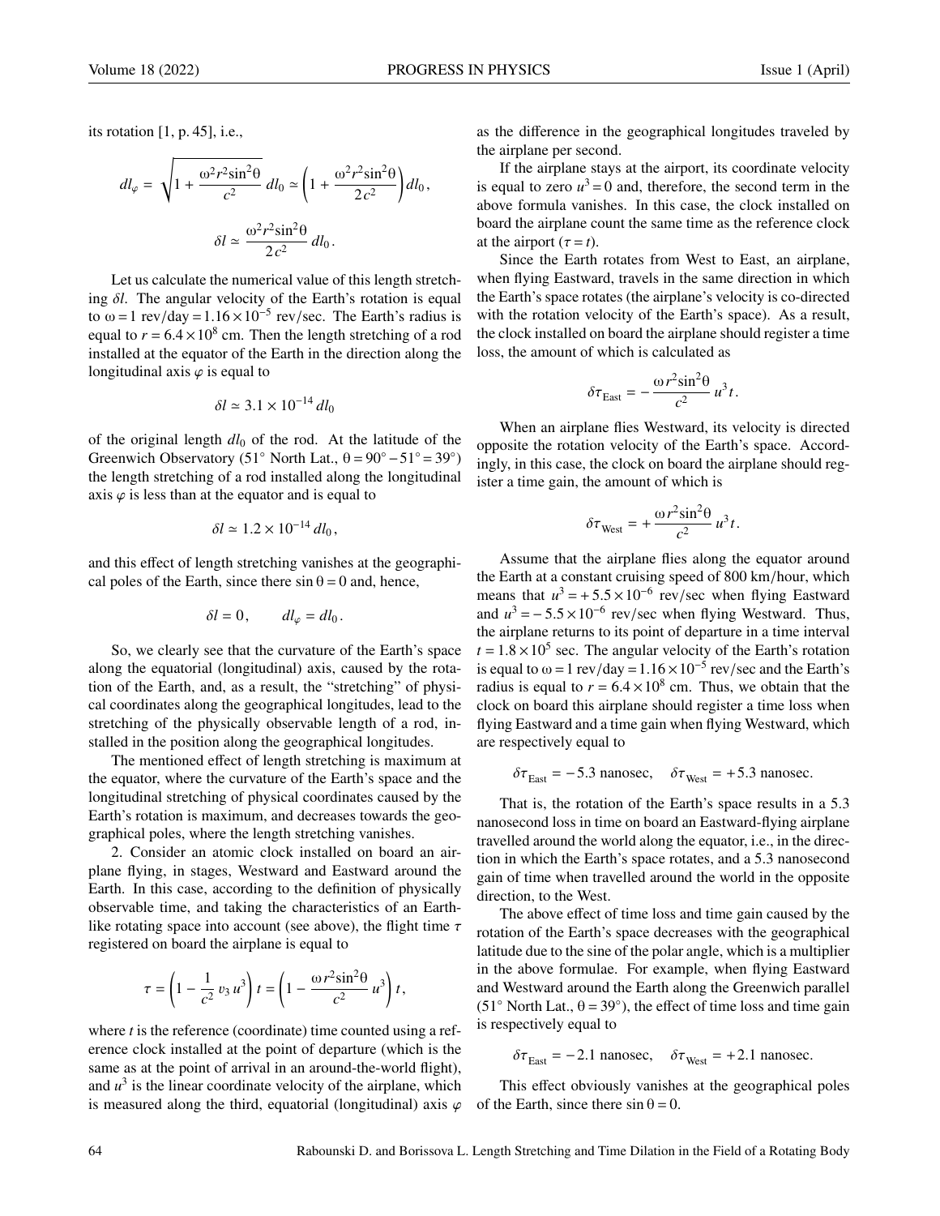its rotation [1, p. 45], i.e.,

$$dl_\varphi = \sqrt{1 + \frac{\omega^2 r^2 \sin^2\theta}{c^2}}\, dl_0 \simeq \left(1 + \frac{\omega^2 r^2 \sin^2\theta}{2c^2}\right) dl_0 ,$$

$$\delta l \simeq \frac{\omega^2 r^2 \sin^2\theta}{2c^2}\, dl_0 .$$

Let us calculate the numerical value of this length stretching $\delta l$. The angular velocity of the Earth's rotation is equal to $\omega = 1$ rev/day $= 1.16\times10^{-5}$ rev/sec. The Earth's radius is equal to $r = 6.4\times10^{8}$ cm. Then the length stretching of a rod installed at the equator of the Earth in the direction along the longitudinal axis $\varphi$ is equal to

$$\delta l \simeq 3.1\times10^{-14}\, dl_0$$

of the original length $dl_0$ of the rod. At the latitude of the Greenwich Observatory (51° North Lat., $\theta = 90° - 51° = 39°$) the length stretching of a rod installed along the longitudinal axis $\varphi$ is less than at the equator and is equal to

$$\delta l \simeq 1.2\times10^{-14}\, dl_0 ,$$

and this effect of length stretching vanishes at the geographical poles of the Earth, since there $\sin\theta = 0$ and, hence,

$$\delta l = 0, \qquad dl_\varphi = dl_0 .$$

So, we clearly see that the curvature of the Earth's space along the equatorial (longitudinal) axis, caused by the rotation of the Earth, and, as a result, the "stretching" of physical coordinates along the geographical longitudes, lead to the stretching of the physically observable length of a rod, installed in the position along the geographical longitudes.

The mentioned effect of length stretching is maximum at the equator, where the curvature of the Earth's space and the longitudinal stretching of physical coordinates caused by the Earth's rotation is maximum, and decreases towards the geographical poles, where the length stretching vanishes.

2. Consider an atomic clock installed on board an airplane flying, in stages, Westward and Eastward around the Earth. In this case, according to the definition of physically observable time, and taking the characteristics of an Earth-like rotating space into account (see above), the flight time $\tau$ registered on board the airplane is equal to

$$\tau = \left(1 - \frac{1}{c^2}\, v_3\, u^3\right) t = \left(1 - \frac{\omega r^2 \sin^2\theta}{c^2}\, u^3\right) t ,$$

where $t$ is the reference (coordinate) time counted using a reference clock installed at the point of departure (which is the same as at the point of arrival in an around-the-world flight), and $u^3$ is the linear coordinate velocity of the airplane, which is measured along the third, equatorial (longitudinal) axis $\varphi$ as the difference in the geographical longitudes traveled by the airplane per second.

If the airplane stays at the airport, its coordinate velocity is equal to zero $u^3 = 0$ and, therefore, the second term in the above formula vanishes. In this case, the clock installed on board the airplane count the same time as the reference clock at the airport ($\tau = t$).

Since the Earth rotates from West to East, an airplane, when flying Eastward, travels in the same direction in which the Earth's space rotates (the airplane's velocity is co-directed with the rotation velocity of the Earth's space). As a result, the clock installed on board the airplane should register a time loss, the amount of which is calculated as

$$\delta\tau_{\text{East}} = -\frac{\omega r^2 \sin^2\theta}{c^2}\, u^3 t .$$

When an airplane flies Westward, its velocity is directed opposite the rotation velocity of the Earth's space. Accordingly, in this case, the clock on board the airplane should register a time gain, the amount of which is

$$\delta\tau_{\text{West}} = +\frac{\omega r^2 \sin^2\theta}{c^2}\, u^3 t .$$

Assume that the airplane flies along the equator around the Earth at a constant cruising speed of 800 km/hour, which means that $u^3 = +5.5\times10^{-6}$ rev/sec when flying Eastward and $u^3 = -5.5\times10^{-6}$ rev/sec when flying Westward. Thus, the airplane returns to its point of departure in a time interval $t = 1.8\times10^{5}$ sec. The angular velocity of the Earth's rotation is equal to $\omega = 1$ rev/day $= 1.16\times10^{-5}$ rev/sec and the Earth's radius is equal to $r = 6.4\times10^{8}$ cm. Thus, we obtain that the clock on board this airplane should register a time loss when flying Eastward and a time gain when flying Westward, which are respectively equal to

$$\delta\tau_{\text{East}} = -5.3 \text{ nanosec}, \quad \delta\tau_{\text{West}} = +5.3 \text{ nanosec}.$$

That is, the rotation of the Earth's space results in a 5.3 nanosecond loss in time on board an Eastward-flying airplane travelled around the world along the equator, i.e., in the direction in which the Earth's space rotates, and a 5.3 nanosecond gain of time when travelled around the world in the opposite direction, to the West.

The above effect of time loss and time gain caused by the rotation of the Earth's space decreases with the geographical latitude due to the sine of the polar angle, which is a multiplier in the above formulae. For example, when flying Eastward and Westward around the Earth along the Greenwich parallel (51° North Lat., $\theta = 39°$), the effect of time loss and time gain is respectively equal to

$$\delta\tau_{\text{East}} = -2.1 \text{ nanosec}, \quad \delta\tau_{\text{West}} = +2.1 \text{ nanosec}.$$

This effect obviously vanishes at the geographical poles of the Earth, since there $\sin\theta = 0$.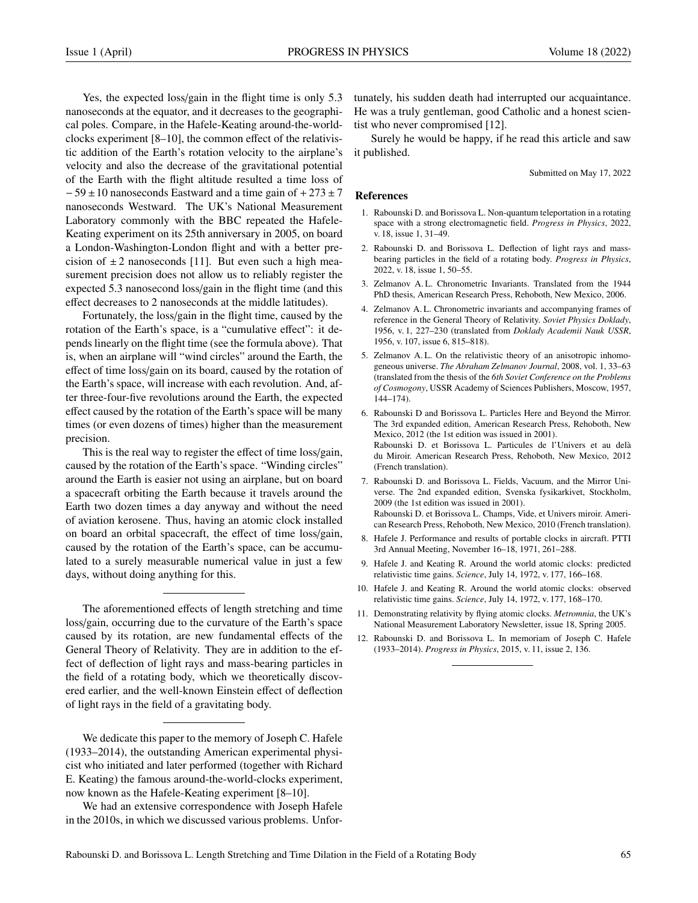Yes, the expected loss/gain in the flight time is only 5.3 nanoseconds at the equator, and it decreases to the geographical poles. Compare, in the Hafele-Keating around-the-world-clocks experiment [8–10], the common effect of the relativistic addition of the Earth's rotation velocity to the airplane's velocity and also the decrease of the gravitational potential of the Earth with the flight altitude resulted a time loss of $-59 \pm 10$ nanoseconds Eastward and a time gain of $+273 \pm 7$ nanoseconds Westward. The UK's National Measurement Laboratory commonly with the BBC repeated the Hafele-Keating experiment on its 25th anniversary in 2005, on board a London-Washington-London flight and with a better precision of $\pm 2$ nanoseconds [11]. But even such a high measurement precision does not allow us to reliably register the expected 5.3 nanosecond loss/gain in the flight time (and this effect decreases to 2 nanoseconds at the middle latitudes).

Fortunately, the loss/gain in the flight time, caused by the rotation of the Earth's space, is a "cumulative effect": it depends linearly on the flight time (see the formula above). That is, when an airplane will "wind circles" around the Earth, the effect of time loss/gain on its board, caused by the rotation of the Earth's space, will increase with each revolution. And, after three-four-five revolutions around the Earth, the expected effect caused by the rotation of the Earth's space will be many times (or even dozens of times) higher than the measurement precision.

This is the real way to register the effect of time loss/gain, caused by the rotation of the Earth's space. "Winding circles" around the Earth is easier not using an airplane, but on board a spacecraft orbiting the Earth because it travels around the Earth two dozen times a day anyway and without the need of aviation kerosene. Thus, having an atomic clock installed on board an orbital spacecraft, the effect of time loss/gain, caused by the rotation of the Earth's space, can be accumulated to a surely measurable numerical value in just a few days, without doing anything for this.

---

The aforementioned effects of length stretching and time loss/gain, occurring due to the curvature of the Earth's space caused by its rotation, are new fundamental effects of the General Theory of Relativity. They are in addition to the effect of deflection of light rays and mass-bearing particles in the field of a rotating body, which we theoretically discovered earlier, and the well-known Einstein effect of deflection of light rays in the field of a gravitating body.

---

We dedicate this paper to the memory of Joseph C. Hafele (1933–2014), the outstanding American experimental physicist who initiated and later performed (together with Richard E. Keating) the famous around-the-world-clocks experiment, now known as the Hafele-Keating experiment [8–10].

We had an extensive correspondence with Joseph Hafele in the 2010s, in which we discussed various problems. Unfortunately, his sudden death had interrupted our acquaintance. He was a truly gentleman, good Catholic and a honest scientist who never compromised [12].

Surely he would be happy, if he read this article and saw it published.

Submitted on May 17, 2022

## References

1. Rabounski D. and Borissova L. Non-quantum teleportation in a rotating space with a strong electromagnetic field. *Progress in Physics*, 2022, v. 18, issue 1, 31–49.
2. Rabounski D. and Borissova L. Deflection of light rays and mass-bearing particles in the field of a rotating body. *Progress in Physics*, 2022, v. 18, issue 1, 50–55.
3. Zelmanov A. L. Chronometric Invariants. Translated from the 1944 PhD thesis, American Research Press, Rehoboth, New Mexico, 2006.
4. Zelmanov A. L. Chronometric invariants and accompanying frames of reference in the General Theory of Relativity. *Soviet Physics Doklady*, 1956, v. 1, 227–230 (translated from *Doklady Academii Nauk USSR*, 1956, v. 107, issue 6, 815–818).
5. Zelmanov A. L. On the relativistic theory of an anisotropic inhomogeneous universe. *The Abraham Zelmanov Journal*, 2008, vol. 1, 33–63 (translated from the thesis of the *6th Soviet Conference on the Problems of Cosmogony*, USSR Academy of Sciences Publishers, Moscow, 1957, 144–174).
6. Rabounski D and Borissova L. Particles Here and Beyond the Mirror. The 3rd expanded edition, American Research Press, Rehoboth, New Mexico, 2012 (the 1st edition was issued in 2001).
   Rabounski D. et Borissova L. Particules de l'Univers et au delà du Miroir. American Research Press, Rehoboth, New Mexico, 2012 (French translation).
7. Rabounski D. and Borissova L. Fields, Vacuum, and the Mirror Universe. The 2nd expanded edition, Svenska fysikarkivet, Stockholm, 2009 (the 1st edition was issued in 2001).
   Rabounski D. et Borissova L. Champs, Vide, et Univers miroir. American Research Press, Rehoboth, New Mexico, 2010 (French translation).
8. Hafele J. Performance and results of portable clocks in aircraft. PTTI 3rd Annual Meeting, November 16–18, 1971, 261–288.
9. Hafele J. and Keating R. Around the world atomic clocks: predicted relativistic time gains. *Science*, July 14, 1972, v. 177, 166–168.
10. Hafele J. and Keating R. Around the world atomic clocks: observed relativistic time gains. *Science*, July 14, 1972, v. 177, 168–170.
11. Demonstrating relativity by flying atomic clocks. *Metromnia*, the UK's National Measurement Laboratory Newsletter, issue 18, Spring 2005.
12. Rabounski D. and Borissova L. In memoriam of Joseph C. Hafele (1933–2014). *Progress in Physics*, 2015, v. 11, issue 2, 136.